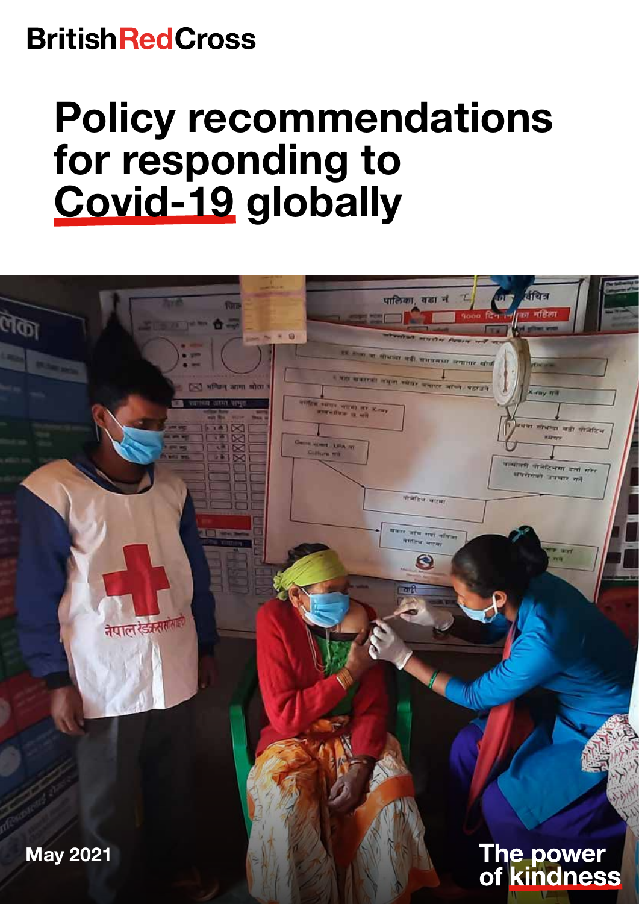British Red Cross

# Policy recommendations for responding to Covid-19 globally

May 2021

The power of kindness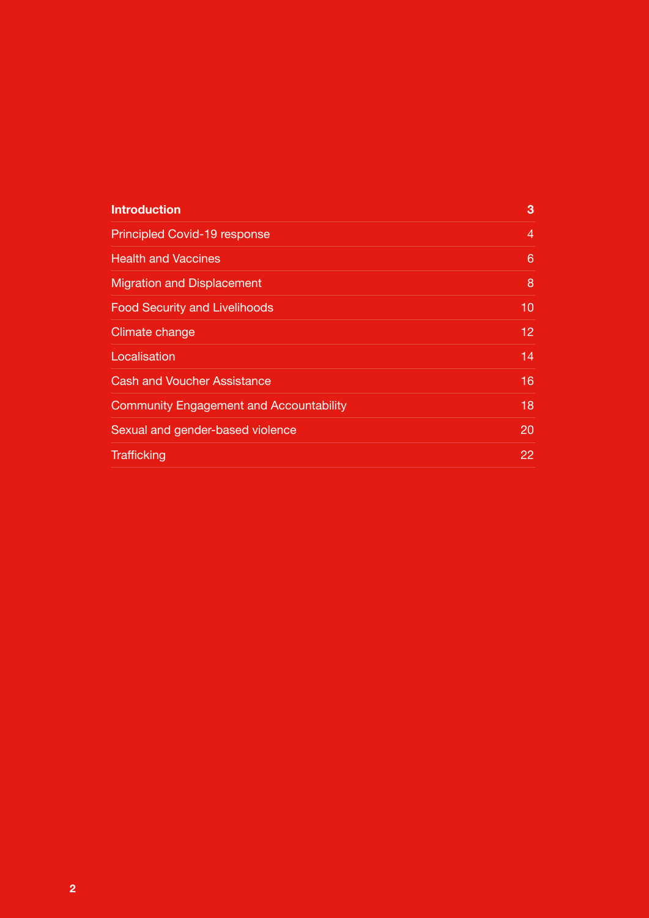| | |
|---|---|
| **Introduction** | **3** |
| Principled Covid-19 response | 4 |
| Health and Vaccines | 6 |
| Migration and Displacement | 8 |
| Food Security and Livelihoods | 10 |
| Climate change | 12 |
| Localisation | 14 |
| Cash and Voucher Assistance | 16 |
| Community Engagement and Accountability | 18 |
| Sexual and gender-based violence | 20 |
| Trafficking | 22 |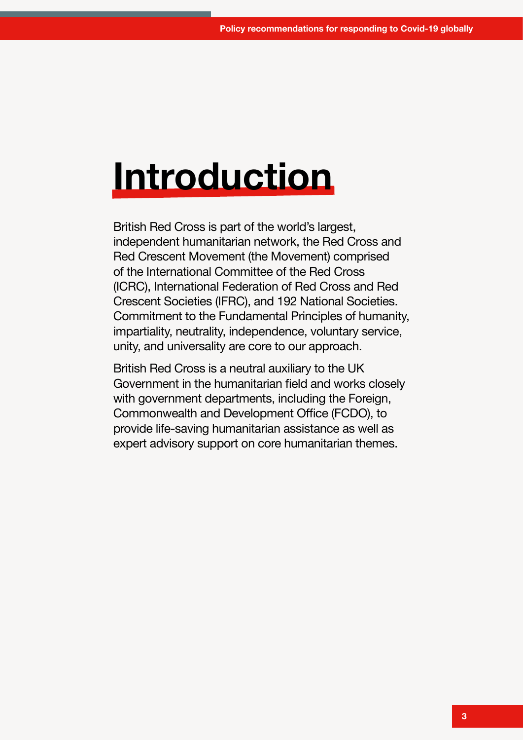# Introduction

British Red Cross is part of the world's largest, independent humanitarian network, the Red Cross and Red Crescent Movement (the Movement) comprised of the International Committee of the Red Cross (ICRC), International Federation of Red Cross and Red Crescent Societies (IFRC), and 192 National Societies. Commitment to the Fundamental Principles of humanity, impartiality, neutrality, independence, voluntary service, unity, and universality are core to our approach.

British Red Cross is a neutral auxiliary to the UK Government in the humanitarian field and works closely with government departments, including the Foreign, Commonwealth and Development Office (FCDO), to provide life-saving humanitarian assistance as well as expert advisory support on core humanitarian themes.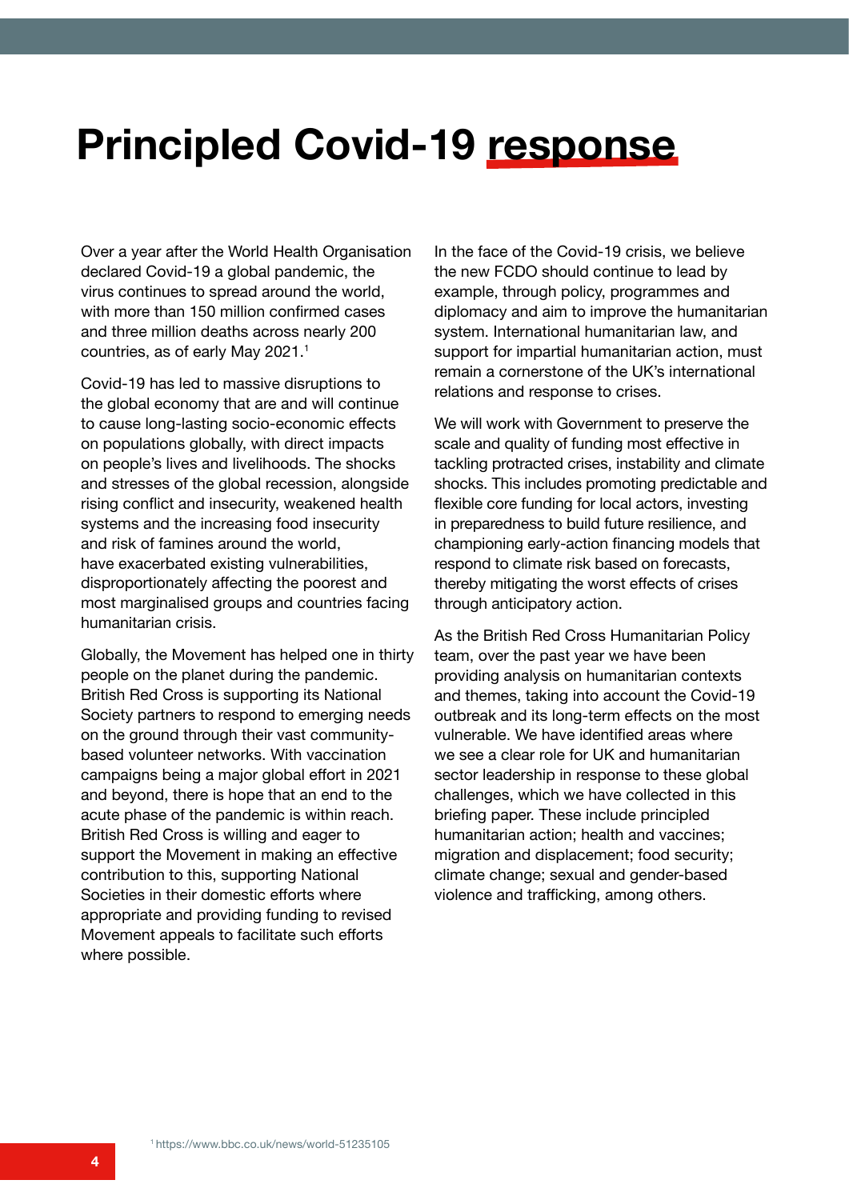# Principled Covid-19 response

Over a year after the World Health Organisation declared Covid-19 a global pandemic, the virus continues to spread around the world, with more than 150 million confirmed cases and three million deaths across nearly 200 countries, as of early May 2021.[1]

Covid-19 has led to massive disruptions to the global economy that are and will continue to cause long-lasting socio-economic effects on populations globally, with direct impacts on people's lives and livelihoods. The shocks and stresses of the global recession, alongside rising conflict and insecurity, weakened health systems and the increasing food insecurity and risk of famines around the world, have exacerbated existing vulnerabilities, disproportionately affecting the poorest and most marginalised groups and countries facing humanitarian crisis.

Globally, the Movement has helped one in thirty people on the planet during the pandemic. British Red Cross is supporting its National Society partners to respond to emerging needs on the ground through their vast community-based volunteer networks. With vaccination campaigns being a major global effort in 2021 and beyond, there is hope that an end to the acute phase of the pandemic is within reach. British Red Cross is willing and eager to support the Movement in making an effective contribution to this, supporting National Societies in their domestic efforts where appropriate and providing funding to revised Movement appeals to facilitate such efforts where possible.

In the face of the Covid-19 crisis, we believe the new FCDO should continue to lead by example, through policy, programmes and diplomacy and aim to improve the humanitarian system. International humanitarian law, and support for impartial humanitarian action, must remain a cornerstone of the UK's international relations and response to crises.

We will work with Government to preserve the scale and quality of funding most effective in tackling protracted crises, instability and climate shocks. This includes promoting predictable and flexible core funding for local actors, investing in preparedness to build future resilience, and championing early-action financing models that respond to climate risk based on forecasts, thereby mitigating the worst effects of crises through anticipatory action.

As the British Red Cross Humanitarian Policy team, over the past year we have been providing analysis on humanitarian contexts and themes, taking into account the Covid-19 outbreak and its long-term effects on the most vulnerable. We have identified areas where we see a clear role for UK and humanitarian sector leadership in response to these global challenges, which we have collected in this briefing paper. These include principled humanitarian action; health and vaccines; migration and displacement; food security; climate change; sexual and gender-based violence and trafficking, among others.

[1] https://www.bbc.co.uk/news/world-51235105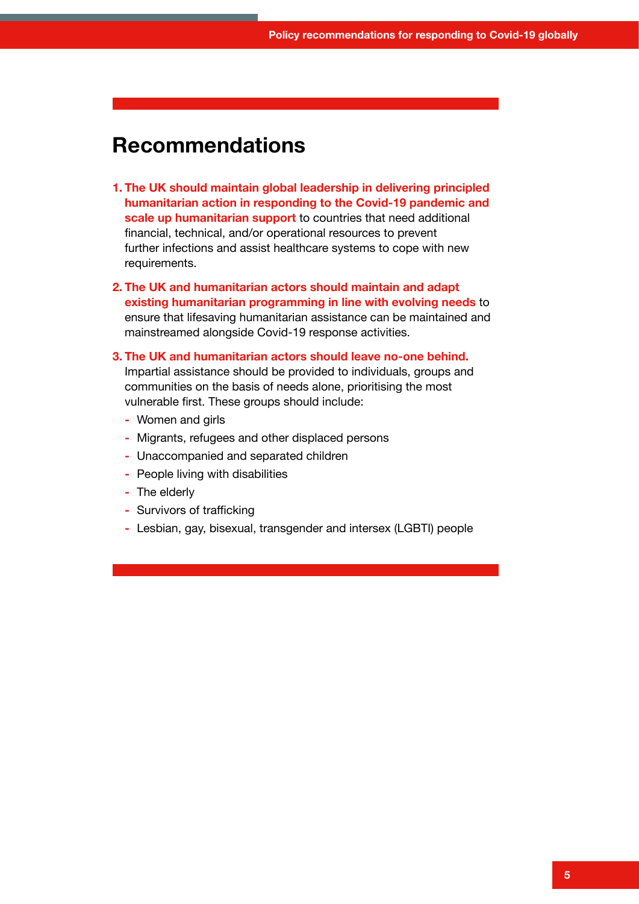## Recommendations

1. **The UK should maintain global leadership in delivering principled humanitarian action in responding to the Covid-19 pandemic and scale up humanitarian support** to countries that need additional financial, technical, and/or operational resources to prevent further infections and assist healthcare systems to cope with new requirements.
2. **The UK and humanitarian actors should maintain and adapt existing humanitarian programming in line with evolving needs** to ensure that lifesaving humanitarian assistance can be maintained and mainstreamed alongside Covid-19 response activities.
3. **The UK and humanitarian actors should leave no-one behind.** Impartial assistance should be provided to individuals, groups and communities on the basis of needs alone, prioritising the most vulnerable first. These groups should include:
   - Women and girls
   - Migrants, refugees and other displaced persons
   - Unaccompanied and separated children
   - People living with disabilities
   - The elderly
   - Survivors of trafficking
   - Lesbian, gay, bisexual, transgender and intersex (LGBTI) people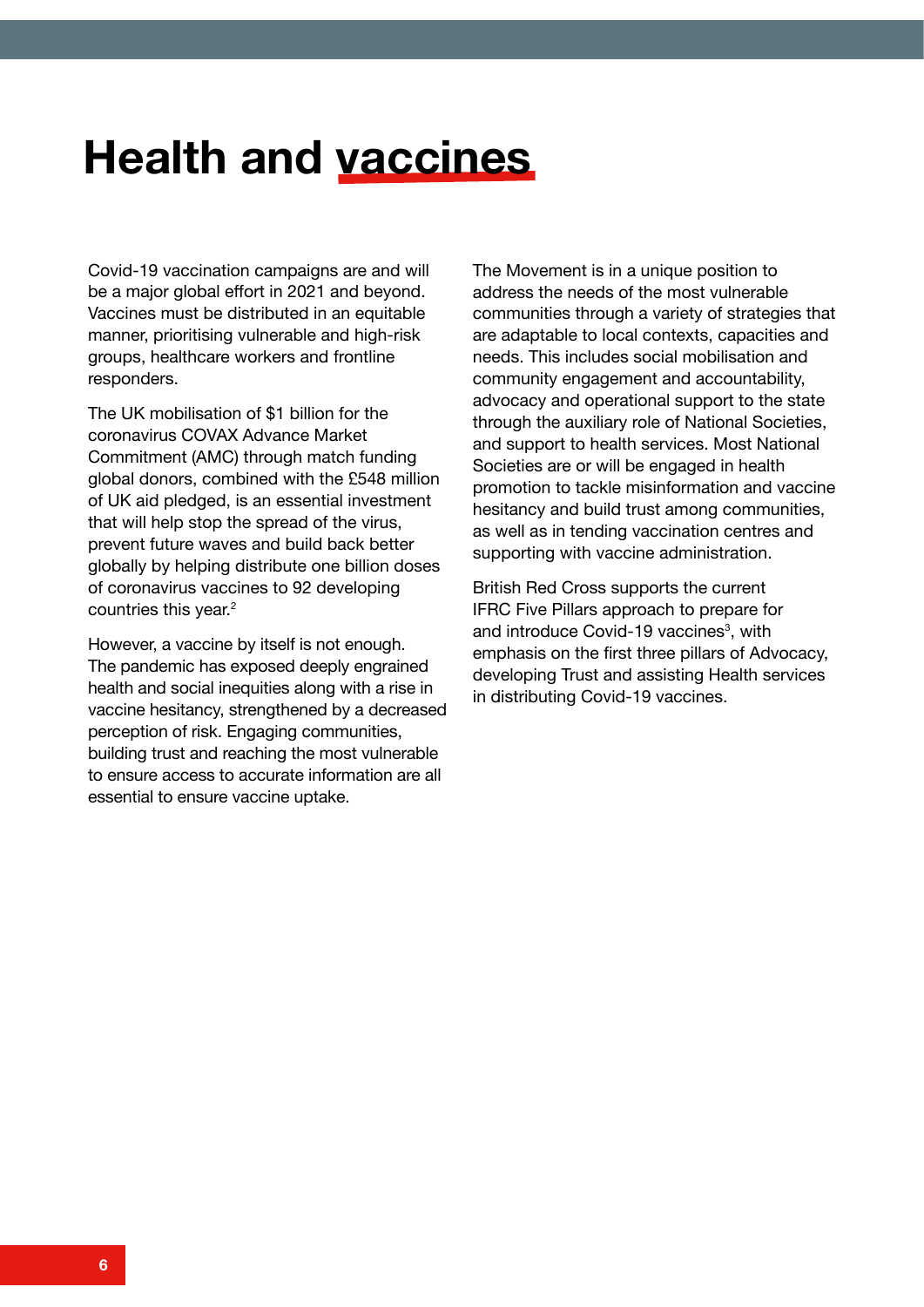# Health and vaccines

Covid-19 vaccination campaigns are and will be a major global effort in 2021 and beyond. Vaccines must be distributed in an equitable manner, prioritising vulnerable and high-risk groups, healthcare workers and frontline responders.

The UK mobilisation of $1 billion for the coronavirus COVAX Advance Market Commitment (AMC) through match funding global donors, combined with the £548 million of UK aid pledged, is an essential investment that will help stop the spread of the virus, prevent future waves and build back better globally by helping distribute one billion doses of coronavirus vaccines to 92 developing countries this year.[2]

However, a vaccine by itself is not enough. The pandemic has exposed deeply engrained health and social inequities along with a rise in vaccine hesitancy, strengthened by a decreased perception of risk. Engaging communities, building trust and reaching the most vulnerable to ensure access to accurate information are all essential to ensure vaccine uptake.

The Movement is in a unique position to address the needs of the most vulnerable communities through a variety of strategies that are adaptable to local contexts, capacities and needs. This includes social mobilisation and community engagement and accountability, advocacy and operational support to the state through the auxiliary role of National Societies, and support to health services. Most National Societies are or will be engaged in health promotion to tackle misinformation and vaccine hesitancy and build trust among communities, as well as in tending vaccination centres and supporting with vaccine administration.

British Red Cross supports the current IFRC Five Pillars approach to prepare for and introduce Covid-19 vaccines[3], with emphasis on the first three pillars of Advocacy, developing Trust and assisting Health services in distributing Covid-19 vaccines.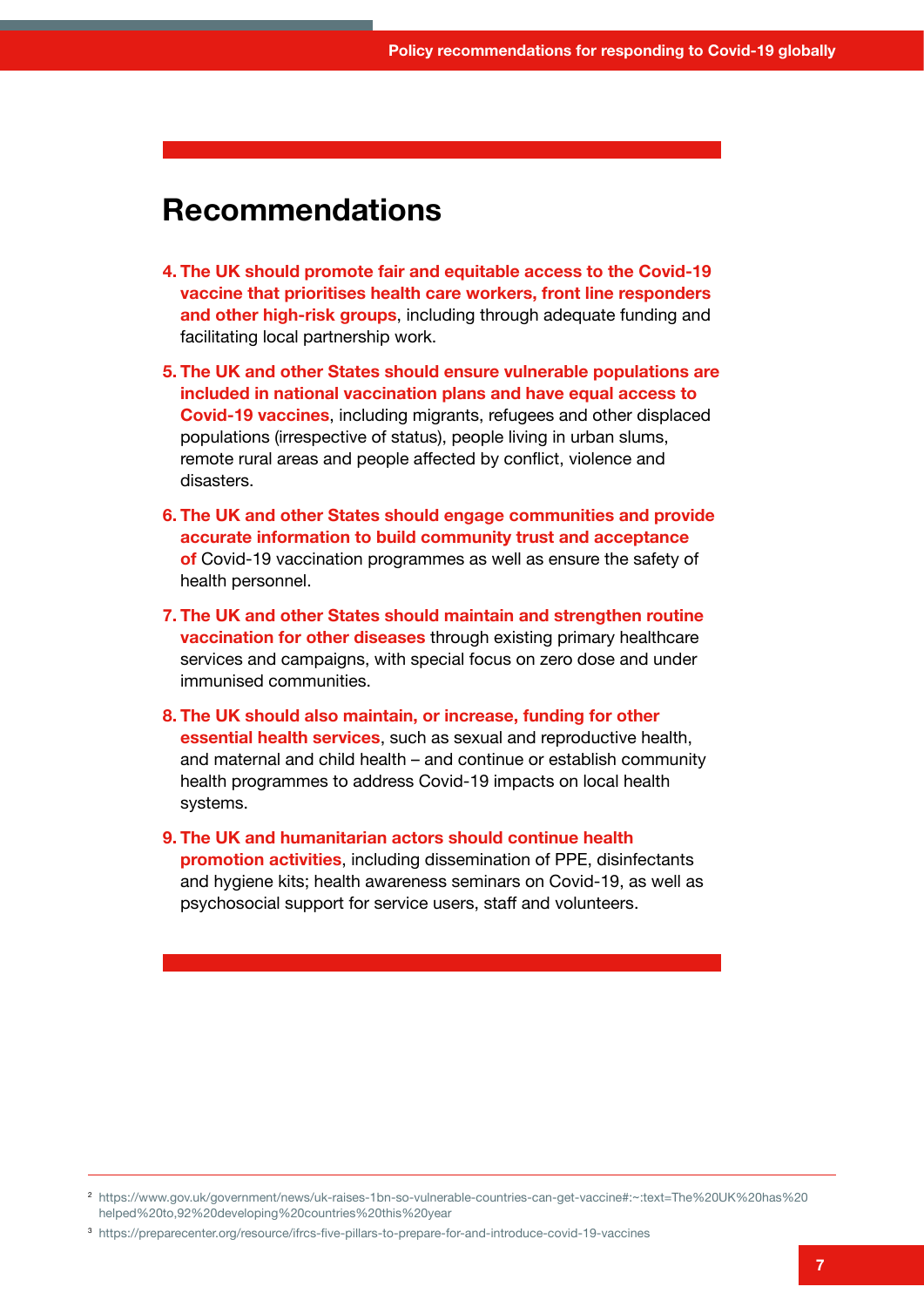## Recommendations

4. **The UK should promote fair and equitable access to the Covid-19 vaccine that prioritises health care workers, front line responders and other high-risk groups**, including through adequate funding and facilitating local partnership work.

5. **The UK and other States should ensure vulnerable populations are included in national vaccination plans and have equal access to Covid-19 vaccines**, including migrants, refugees and other displaced populations (irrespective of status), people living in urban slums, remote rural areas and people affected by conflict, violence and disasters.

6. **The UK and other States should engage communities and provide accurate information to build community trust and acceptance of** Covid-19 vaccination programmes as well as ensure the safety of health personnel.

7. **The UK and other States should maintain and strengthen routine vaccination for other diseases** through existing primary healthcare services and campaigns, with special focus on zero dose and under immunised communities.

8. **The UK should also maintain, or increase, funding for other essential health services**, such as sexual and reproductive health, and maternal and child health – and continue or establish community health programmes to address Covid-19 impacts on local health systems.

9. **The UK and humanitarian actors should continue health promotion activities**, including dissemination of PPE, disinfectants and hygiene kits; health awareness seminars on Covid-19, as well as psychosocial support for service users, staff and volunteers.

---

[2] https://www.gov.uk/government/news/uk-raises-1bn-so-vulnerable-countries-can-get-vaccine#:~:text=The%20UK%20has%20helped%20to,92%20developing%20countries%20this%20year

[3] https://preparecenter.org/resource/ifrcs-five-pillars-to-prepare-for-and-introduce-covid-19-vaccines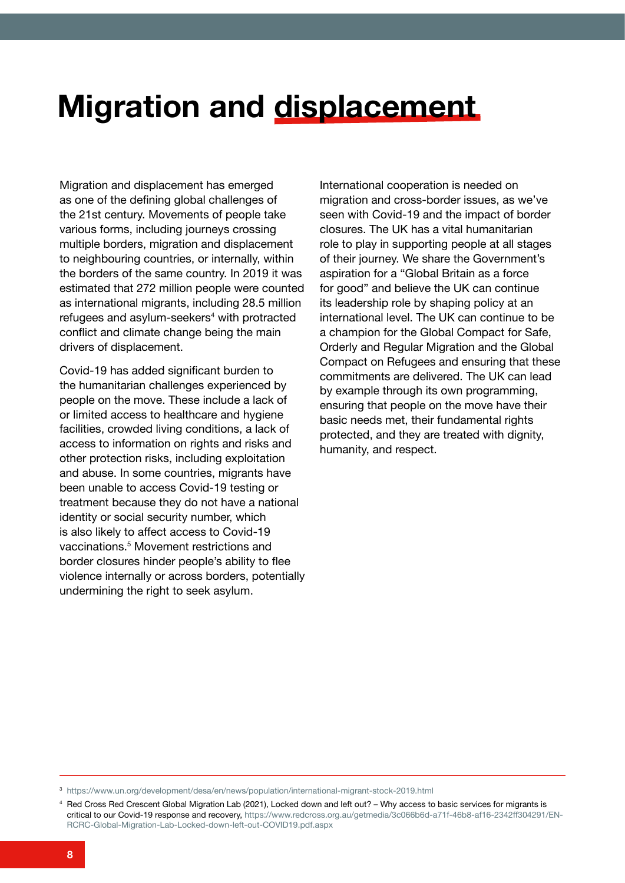# Migration and displacement

Migration and displacement has emerged as one of the defining global challenges of the 21st century. Movements of people take various forms, including journeys crossing multiple borders, migration and displacement to neighbouring countries, or internally, within the borders of the same country. In 2019 it was estimated that 272 million people were counted as international migrants, including 28.5 million refugees and asylum-seekers[4] with protracted conflict and climate change being the main drivers of displacement.

Covid-19 has added significant burden to the humanitarian challenges experienced by people on the move. These include a lack of or limited access to healthcare and hygiene facilities, crowded living conditions, a lack of access to information on rights and risks and other protection risks, including exploitation and abuse. In some countries, migrants have been unable to access Covid-19 testing or treatment because they do not have a national identity or social security number, which is also likely to affect access to Covid-19 vaccinations.[5] Movement restrictions and border closures hinder people's ability to flee violence internally or across borders, potentially undermining the right to seek asylum.

International cooperation is needed on migration and cross-border issues, as we've seen with Covid-19 and the impact of border closures. The UK has a vital humanitarian role to play in supporting people at all stages of their journey. We share the Government's aspiration for a "Global Britain as a force for good" and believe the UK can continue its leadership role by shaping policy at an international level. The UK can continue to be a champion for the Global Compact for Safe, Orderly and Regular Migration and the Global Compact on Refugees and ensuring that these commitments are delivered. The UK can lead by example through its own programming, ensuring that people on the move have their basic needs met, their fundamental rights protected, and they are treated with dignity, humanity, and respect.

---

[3] https://www.un.org/development/desa/en/news/population/international-migrant-stock-2019.html

[4] Red Cross Red Crescent Global Migration Lab (2021), Locked down and left out? – Why access to basic services for migrants is critical to our Covid-19 response and recovery, https://www.redcross.org.au/getmedia/3c066b6d-a71f-46b8-af16-2342ff304291/EN-RCRC-Global-Migration-Lab-Locked-down-left-out-COVID19.pdf.aspx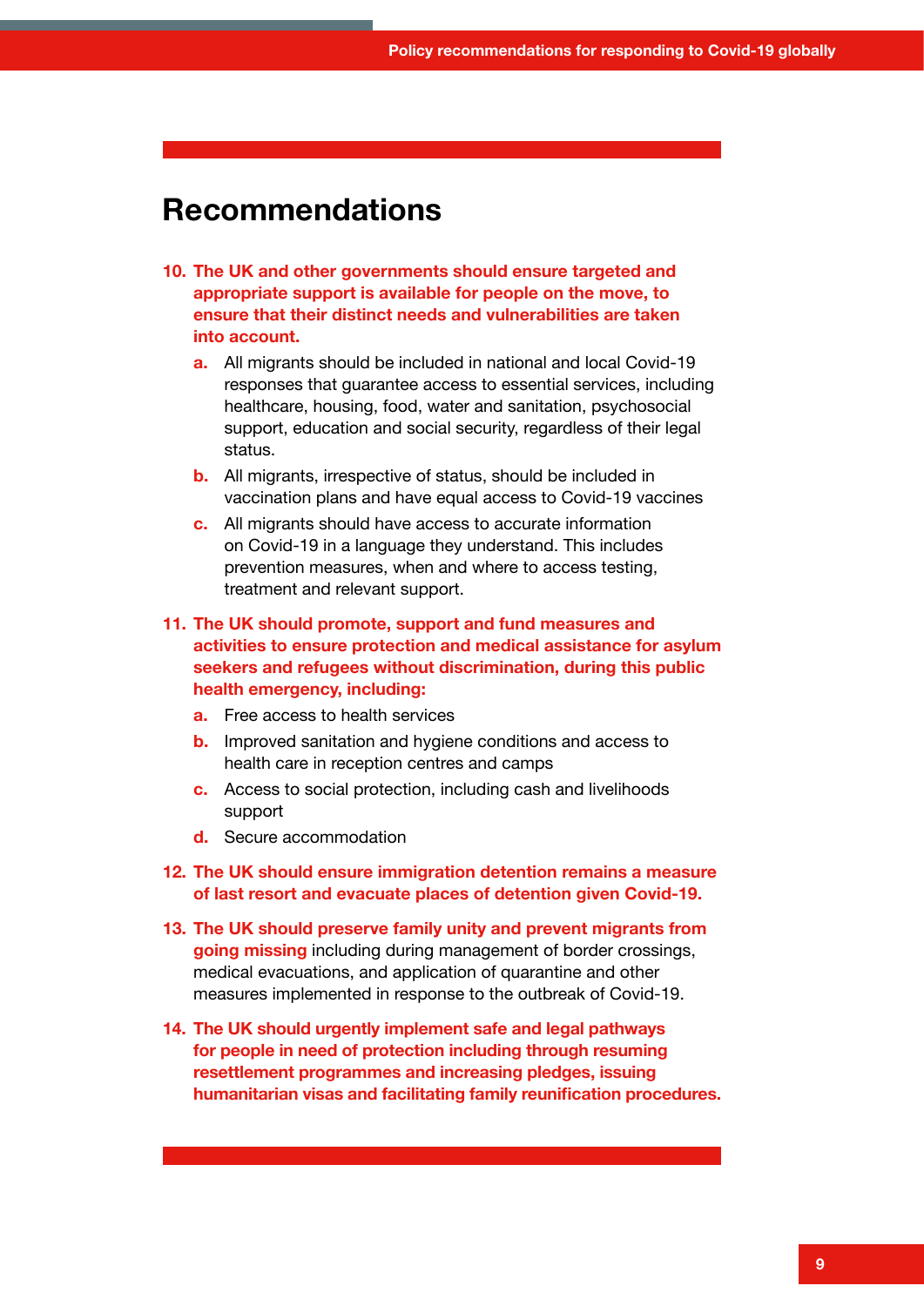# Recommendations

10. **The UK and other governments should ensure targeted and appropriate support is available for people on the move, to ensure that their distinct needs and vulnerabilities are taken into account.**
    a. All migrants should be included in national and local Covid-19 responses that guarantee access to essential services, including healthcare, housing, food, water and sanitation, psychosocial support, education and social security, regardless of their legal status.
    b. All migrants, irrespective of status, should be included in vaccination plans and have equal access to Covid-19 vaccines
    c. All migrants should have access to accurate information on Covid-19 in a language they understand. This includes prevention measures, when and where to access testing, treatment and relevant support.

11. **The UK should promote, support and fund measures and activities to ensure protection and medical assistance for asylum seekers and refugees without discrimination, during this public health emergency, including:**
    a. Free access to health services
    b. Improved sanitation and hygiene conditions and access to health care in reception centres and camps
    c. Access to social protection, including cash and livelihoods support
    d. Secure accommodation

12. **The UK should ensure immigration detention remains a measure of last resort and evacuate places of detention given Covid-19.**

13. **The UK should preserve family unity and prevent migrants from going missing** including during management of border crossings, medical evacuations, and application of quarantine and other measures implemented in response to the outbreak of Covid-19.

14. **The UK should urgently implement safe and legal pathways for people in need of protection including through resuming resettlement programmes and increasing pledges, issuing humanitarian visas and facilitating family reunification procedures.**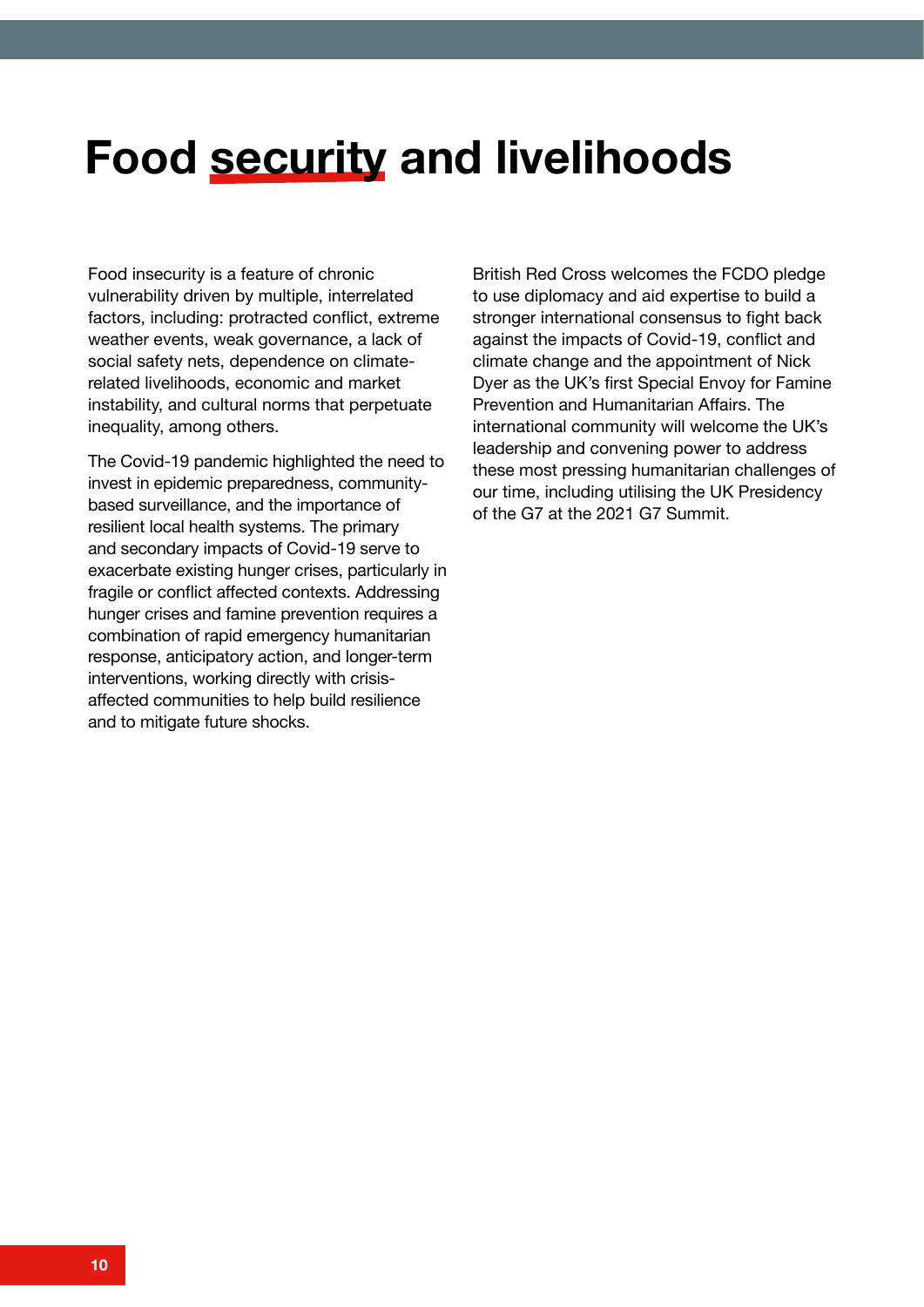# Food security and livelihoods

Food insecurity is a feature of chronic vulnerability driven by multiple, interrelated factors, including: protracted conflict, extreme weather events, weak governance, a lack of social safety nets, dependence on climate-related livelihoods, economic and market instability, and cultural norms that perpetuate inequality, among others.

The Covid-19 pandemic highlighted the need to invest in epidemic preparedness, community-based surveillance, and the importance of resilient local health systems. The primary and secondary impacts of Covid-19 serve to exacerbate existing hunger crises, particularly in fragile or conflict affected contexts. Addressing hunger crises and famine prevention requires a combination of rapid emergency humanitarian response, anticipatory action, and longer-term interventions, working directly with crisis-affected communities to help build resilience and to mitigate future shocks.

British Red Cross welcomes the FCDO pledge to use diplomacy and aid expertise to build a stronger international consensus to fight back against the impacts of Covid-19, conflict and climate change and the appointment of Nick Dyer as the UK's first Special Envoy for Famine Prevention and Humanitarian Affairs. The international community will welcome the UK's leadership and convening power to address these most pressing humanitarian challenges of our time, including utilising the UK Presidency of the G7 at the 2021 G7 Summit.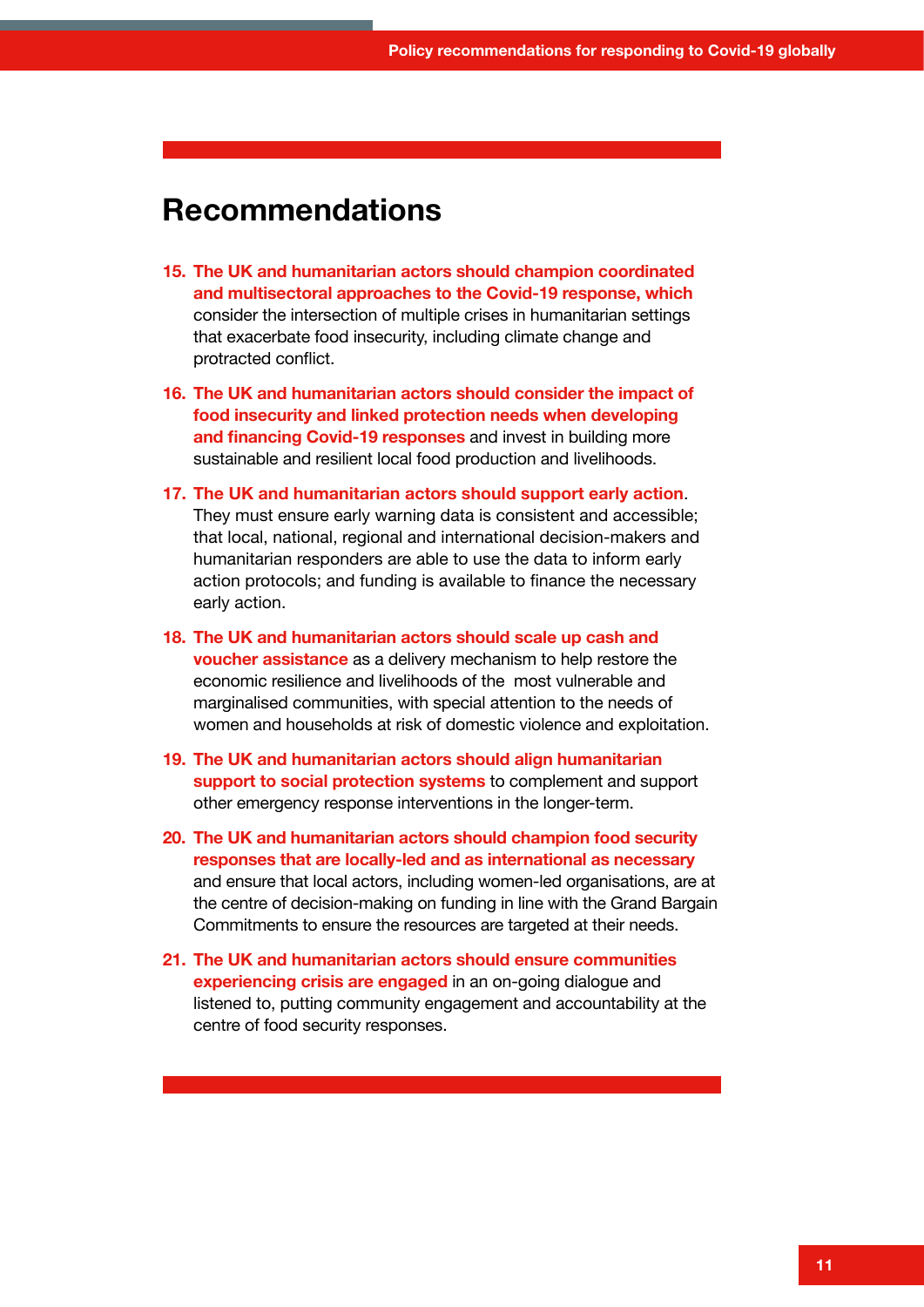## Recommendations

15. **The UK and humanitarian actors should champion coordinated and multisectoral approaches to the Covid-19 response, which** consider the intersection of multiple crises in humanitarian settings that exacerbate food insecurity, including climate change and protracted conflict.
16. **The UK and humanitarian actors should consider the impact of food insecurity and linked protection needs when developing and financing Covid-19 responses** and invest in building more sustainable and resilient local food production and livelihoods.
17. **The UK and humanitarian actors should support early action**. They must ensure early warning data is consistent and accessible; that local, national, regional and international decision-makers and humanitarian responders are able to use the data to inform early action protocols; and funding is available to finance the necessary early action.
18. **The UK and humanitarian actors should scale up cash and voucher assistance** as a delivery mechanism to help restore the economic resilience and livelihoods of the most vulnerable and marginalised communities, with special attention to the needs of women and households at risk of domestic violence and exploitation.
19. **The UK and humanitarian actors should align humanitarian support to social protection systems** to complement and support other emergency response interventions in the longer-term.
20. **The UK and humanitarian actors should champion food security responses that are locally-led and as international as necessary** and ensure that local actors, including women-led organisations, are at the centre of decision-making on funding in line with the Grand Bargain Commitments to ensure the resources are targeted at their needs.
21. **The UK and humanitarian actors should ensure communities experiencing crisis are engaged** in an on-going dialogue and listened to, putting community engagement and accountability at the centre of food security responses.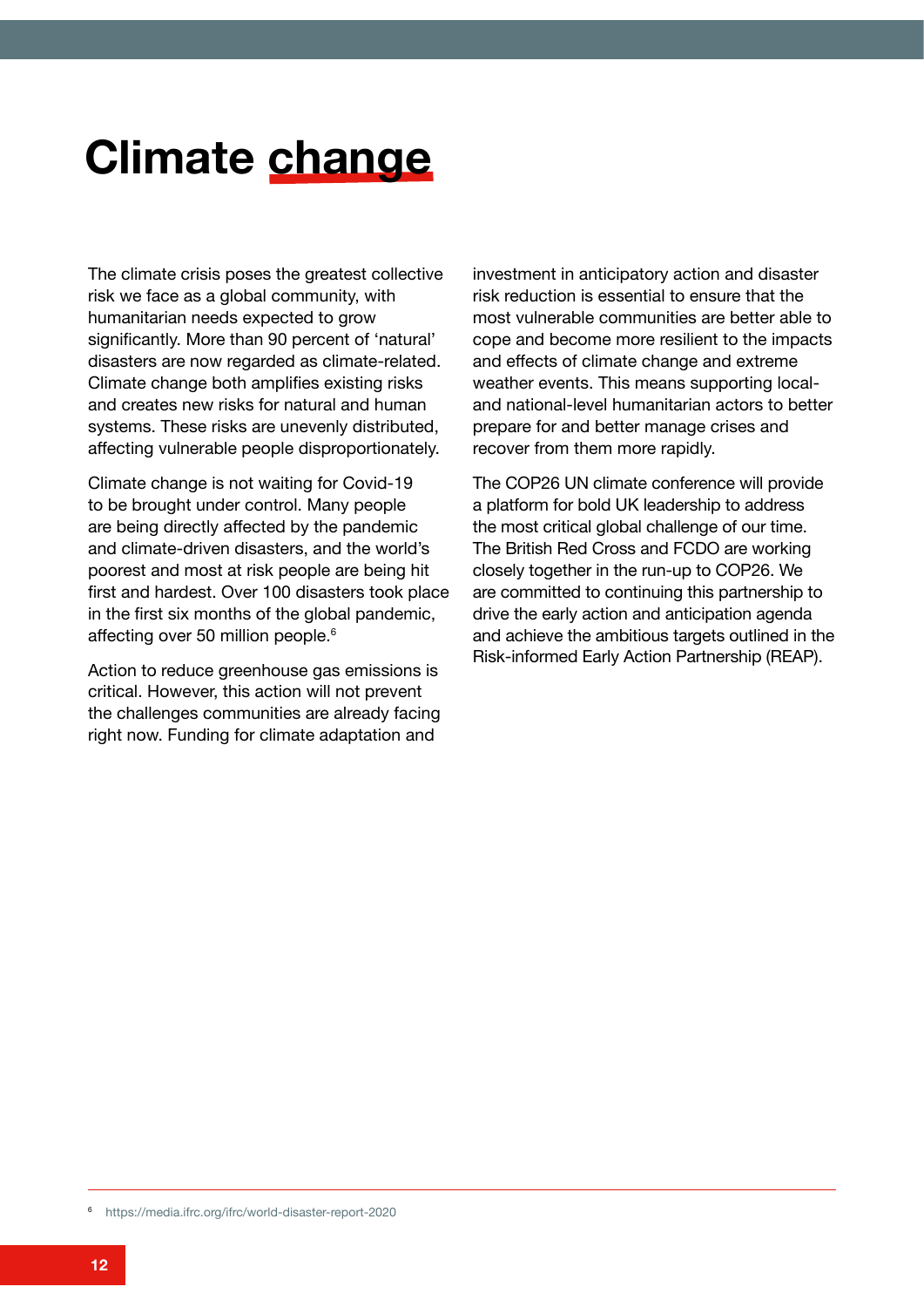# Climate change

The climate crisis poses the greatest collective risk we face as a global community, with humanitarian needs expected to grow significantly. More than 90 percent of 'natural' disasters are now regarded as climate-related. Climate change both amplifies existing risks and creates new risks for natural and human systems. These risks are unevenly distributed, affecting vulnerable people disproportionately.

Climate change is not waiting for Covid-19 to be brought under control. Many people are being directly affected by the pandemic and climate-driven disasters, and the world's poorest and most at risk people are being hit first and hardest. Over 100 disasters took place in the first six months of the global pandemic, affecting over 50 million people.[6]

Action to reduce greenhouse gas emissions is critical. However, this action will not prevent the challenges communities are already facing right now. Funding for climate adaptation and investment in anticipatory action and disaster risk reduction is essential to ensure that the most vulnerable communities are better able to cope and become more resilient to the impacts and effects of climate change and extreme weather events. This means supporting local- and national-level humanitarian actors to better prepare for and better manage crises and recover from them more rapidly.

The COP26 UN climate conference will provide a platform for bold UK leadership to address the most critical global challenge of our time. The British Red Cross and FCDO are working closely together in the run-up to COP26. We are committed to continuing this partnership to drive the early action and anticipation agenda and achieve the ambitious targets outlined in the Risk-informed Early Action Partnership (REAP).

---

[6] https://media.ifrc.org/ifrc/world-disaster-report-2020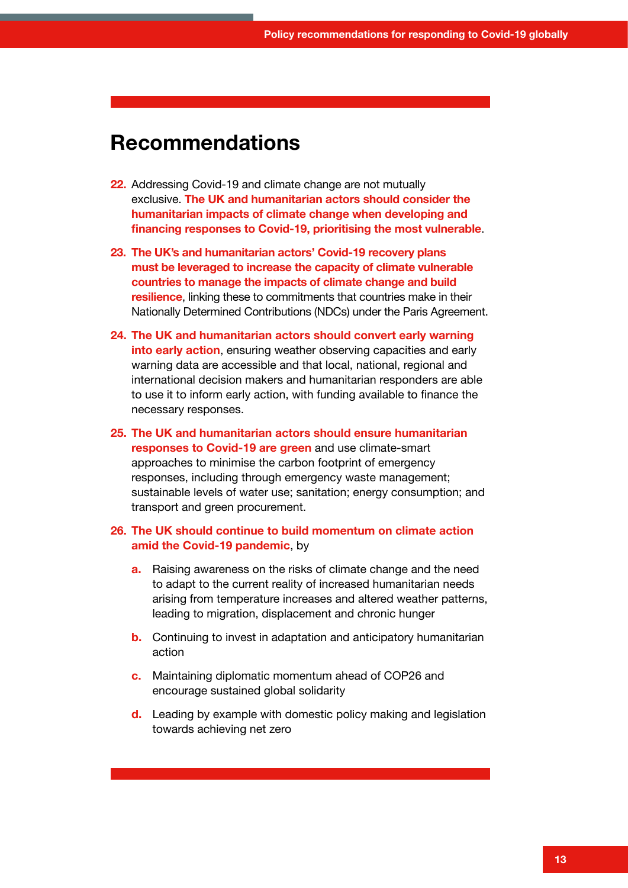## Recommendations

22. Addressing Covid-19 and climate change are not mutually exclusive. **The UK and humanitarian actors should consider the humanitarian impacts of climate change when developing and financing responses to Covid-19, prioritising the most vulnerable**.

23. **The UK's and humanitarian actors' Covid-19 recovery plans must be leveraged to increase the capacity of climate vulnerable countries to manage the impacts of climate change and build resilience**, linking these to commitments that countries make in their Nationally Determined Contributions (NDCs) under the Paris Agreement.

24. **The UK and humanitarian actors should convert early warning into early action**, ensuring weather observing capacities and early warning data are accessible and that local, national, regional and international decision makers and humanitarian responders are able to use it to inform early action, with funding available to finance the necessary responses.

25. **The UK and humanitarian actors should ensure humanitarian responses to Covid-19 are green** and use climate-smart approaches to minimise the carbon footprint of emergency responses, including through emergency waste management; sustainable levels of water use; sanitation; energy consumption; and transport and green procurement.

26. **The UK should continue to build momentum on climate action amid the Covid-19 pandemic**, by

    a. Raising awareness on the risks of climate change and the need to adapt to the current reality of increased humanitarian needs arising from temperature increases and altered weather patterns, leading to migration, displacement and chronic hunger

    b. Continuing to invest in adaptation and anticipatory humanitarian action

    c. Maintaining diplomatic momentum ahead of COP26 and encourage sustained global solidarity

    d. Leading by example with domestic policy making and legislation towards achieving net zero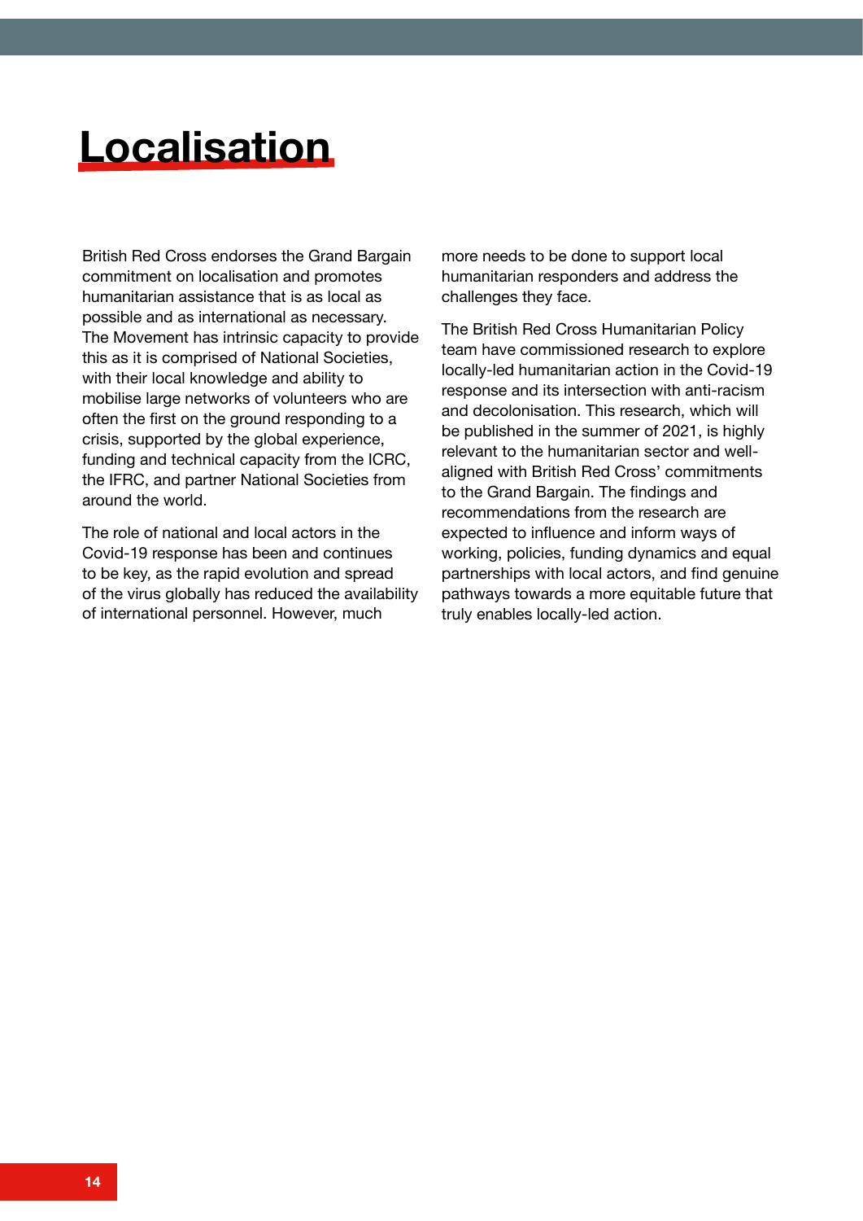# Localisation

British Red Cross endorses the Grand Bargain commitment on localisation and promotes humanitarian assistance that is as local as possible and as international as necessary. The Movement has intrinsic capacity to provide this as it is comprised of National Societies, with their local knowledge and ability to mobilise large networks of volunteers who are often the first on the ground responding to a crisis, supported by the global experience, funding and technical capacity from the ICRC, the IFRC, and partner National Societies from around the world.

The role of national and local actors in the Covid-19 response has been and continues to be key, as the rapid evolution and spread of the virus globally has reduced the availability of international personnel. However, much more needs to be done to support local humanitarian responders and address the challenges they face.

The British Red Cross Humanitarian Policy team have commissioned research to explore locally-led humanitarian action in the Covid-19 response and its intersection with anti-racism and decolonisation. This research, which will be published in the summer of 2021, is highly relevant to the humanitarian sector and well-aligned with British Red Cross' commitments to the Grand Bargain. The findings and recommendations from the research are expected to influence and inform ways of working, policies, funding dynamics and equal partnerships with local actors, and find genuine pathways towards a more equitable future that truly enables locally-led action.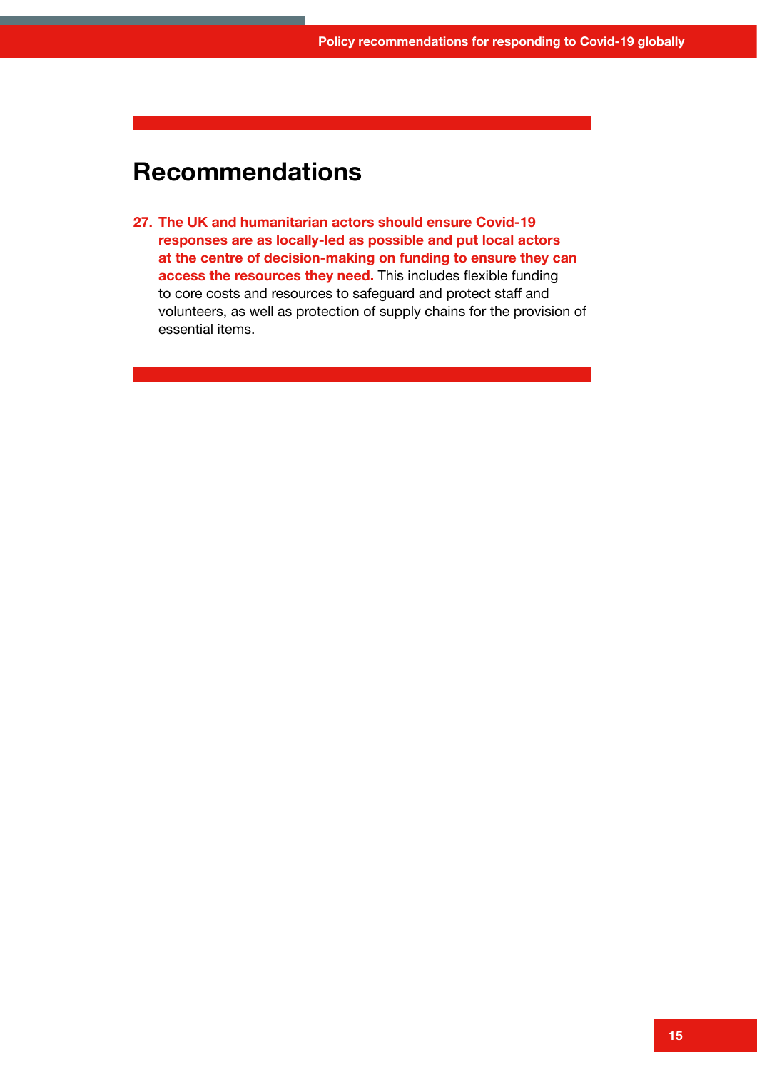## Recommendations

27. **The UK and humanitarian actors should ensure Covid-19 responses are as locally-led as possible and put local actors at the centre of decision-making on funding to ensure they can access the resources they need.** This includes flexible funding to core costs and resources to safeguard and protect staff and volunteers, as well as protection of supply chains for the provision of essential items.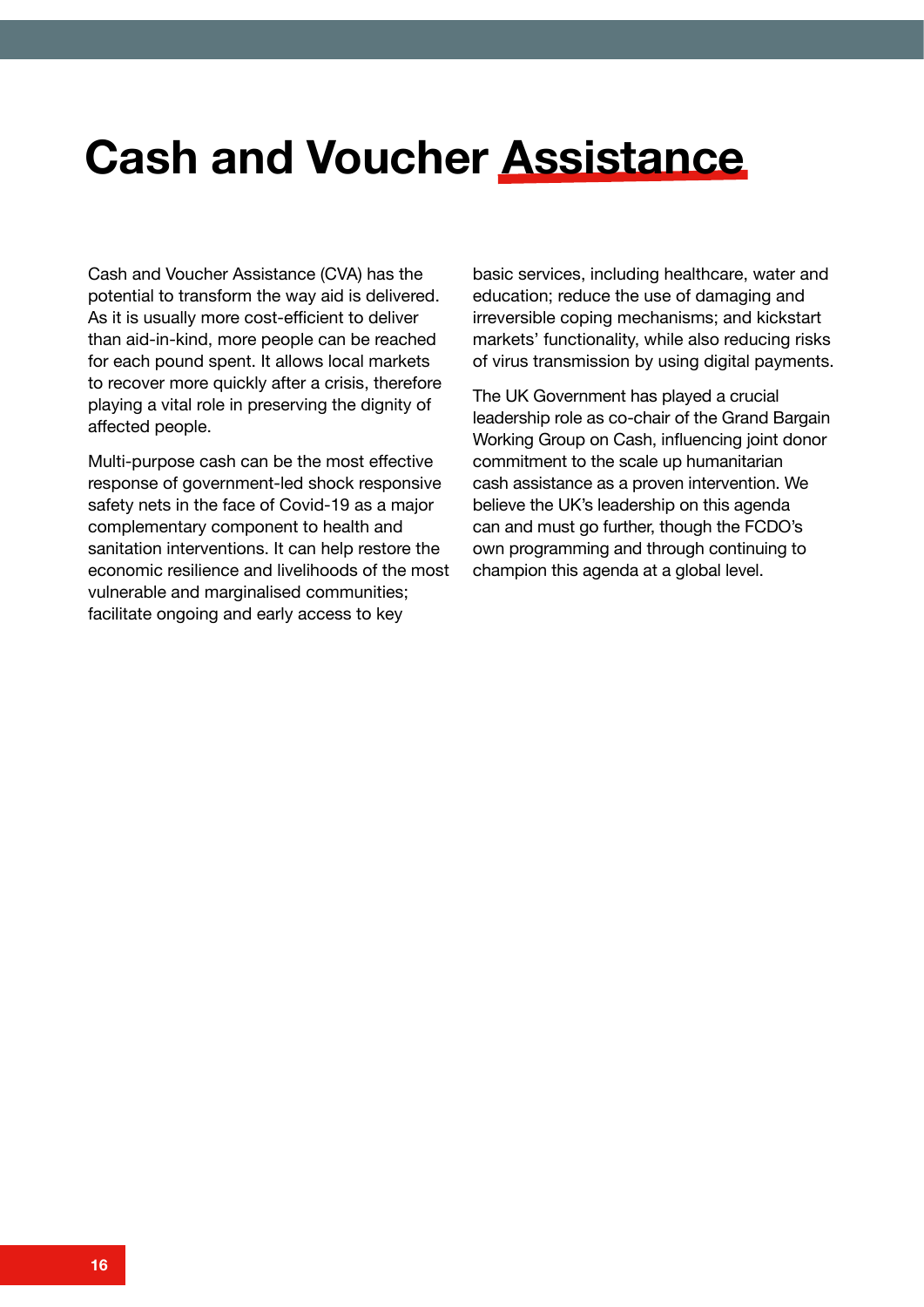# Cash and Voucher Assistance

Cash and Voucher Assistance (CVA) has the potential to transform the way aid is delivered. As it is usually more cost-efficient to deliver than aid-in-kind, more people can be reached for each pound spent. It allows local markets to recover more quickly after a crisis, therefore playing a vital role in preserving the dignity of affected people.

Multi-purpose cash can be the most effective response of government-led shock responsive safety nets in the face of Covid-19 as a major complementary component to health and sanitation interventions. It can help restore the economic resilience and livelihoods of the most vulnerable and marginalised communities; facilitate ongoing and early access to key basic services, including healthcare, water and education; reduce the use of damaging and irreversible coping mechanisms; and kickstart markets' functionality, while also reducing risks of virus transmission by using digital payments.

The UK Government has played a crucial leadership role as co-chair of the Grand Bargain Working Group on Cash, influencing joint donor commitment to the scale up humanitarian cash assistance as a proven intervention. We believe the UK's leadership on this agenda can and must go further, though the FCDO's own programming and through continuing to champion this agenda at a global level.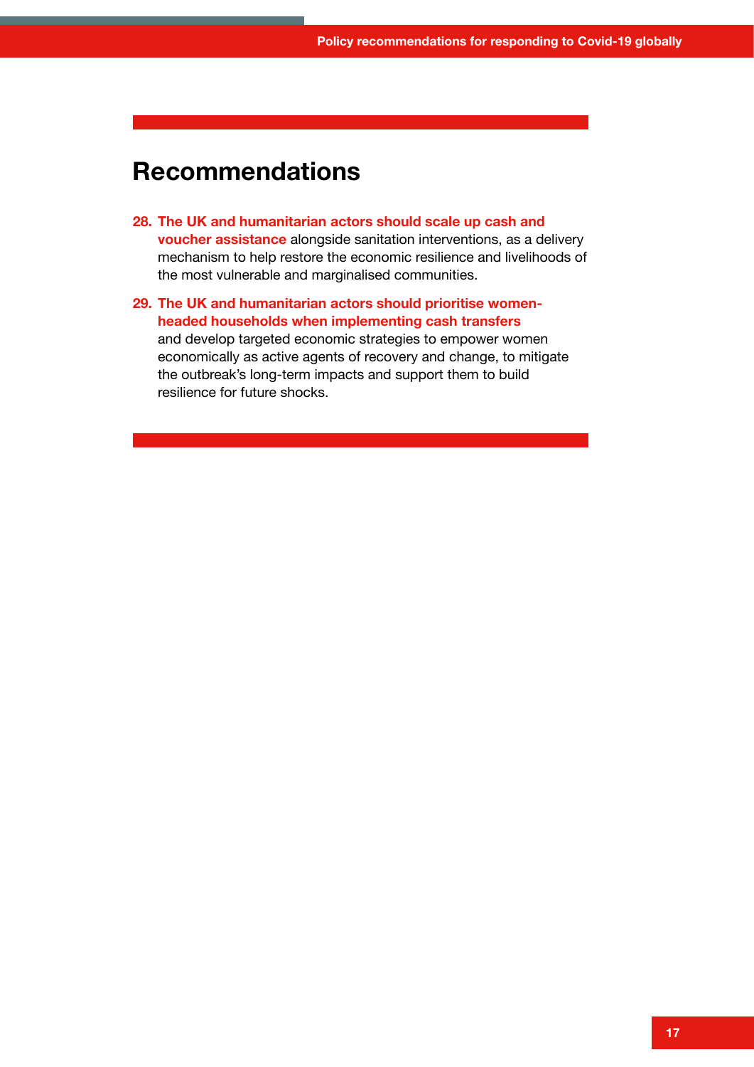## Recommendations

28. **The UK and humanitarian actors should scale up cash and voucher assistance** alongside sanitation interventions, as a delivery mechanism to help restore the economic resilience and livelihoods of the most vulnerable and marginalised communities.

29. **The UK and humanitarian actors should prioritise women-headed households when implementing cash transfers** and develop targeted economic strategies to empower women economically as active agents of recovery and change, to mitigate the outbreak's long-term impacts and support them to build resilience for future shocks.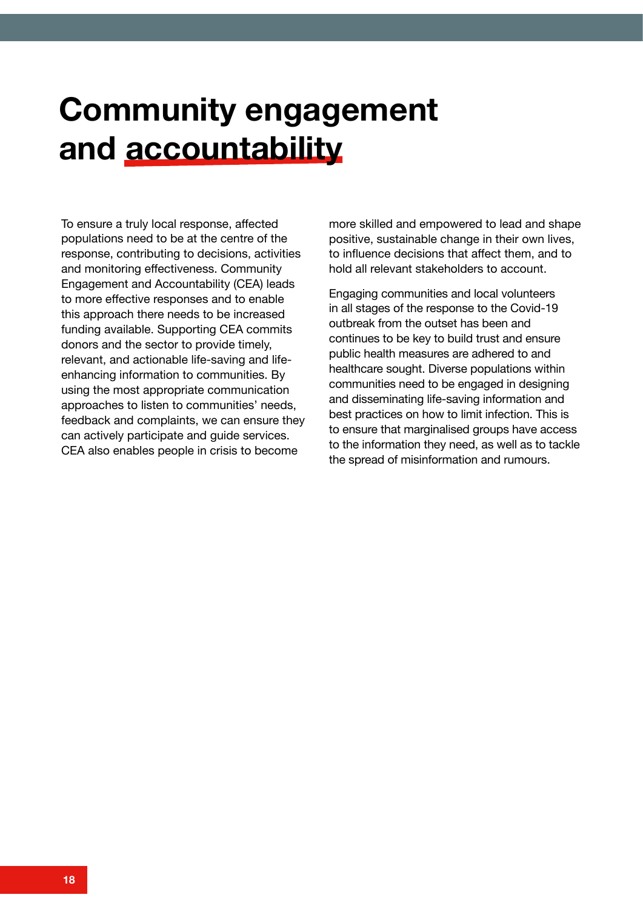# Community engagement and accountability

To ensure a truly local response, affected populations need to be at the centre of the response, contributing to decisions, activities and monitoring effectiveness. Community Engagement and Accountability (CEA) leads to more effective responses and to enable this approach there needs to be increased funding available. Supporting CEA commits donors and the sector to provide timely, relevant, and actionable life-saving and life-enhancing information to communities. By using the most appropriate communication approaches to listen to communities' needs, feedback and complaints, we can ensure they can actively participate and guide services. CEA also enables people in crisis to become more skilled and empowered to lead and shape positive, sustainable change in their own lives, to influence decisions that affect them, and to hold all relevant stakeholders to account.

Engaging communities and local volunteers in all stages of the response to the Covid-19 outbreak from the outset has been and continues to be key to build trust and ensure public health measures are adhered to and healthcare sought. Diverse populations within communities need to be engaged in designing and disseminating life-saving information and best practices on how to limit infection. This is to ensure that marginalised groups have access to the information they need, as well as to tackle the spread of misinformation and rumours.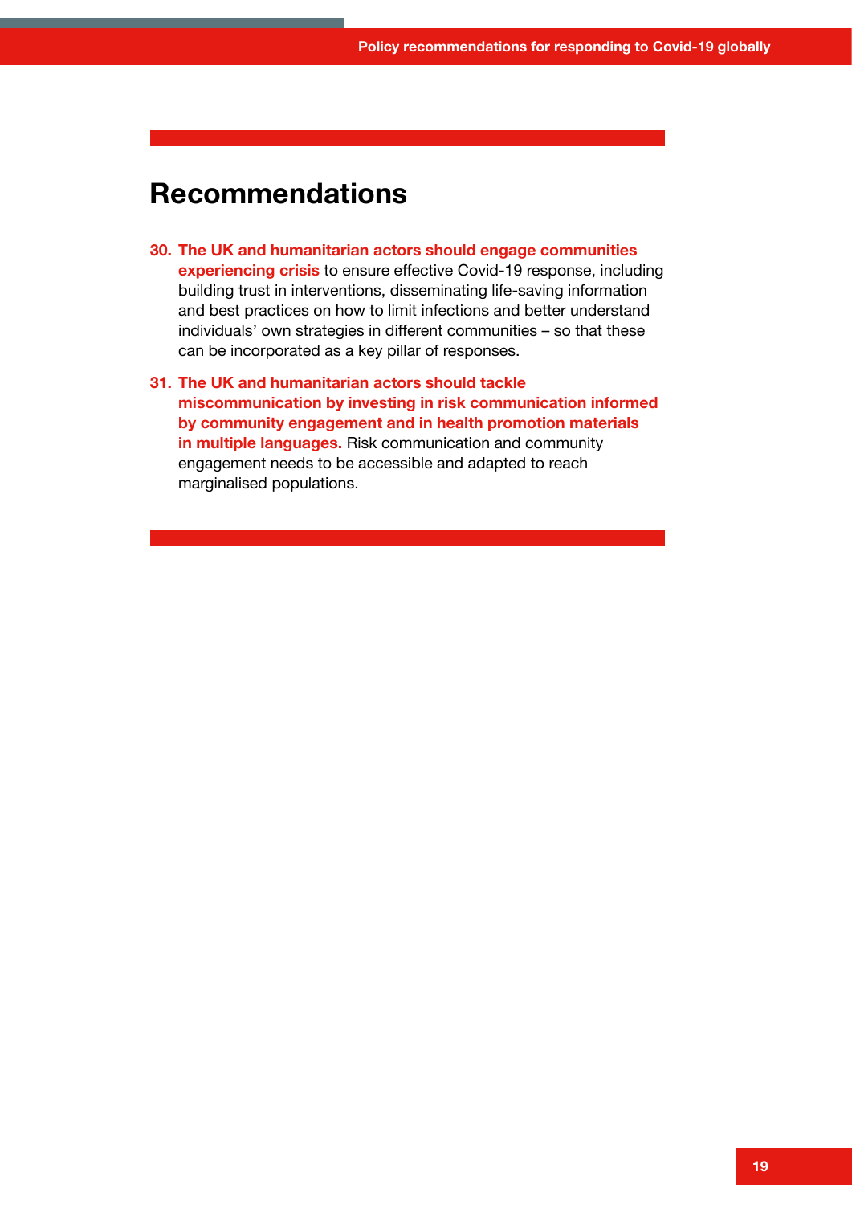## Recommendations

30. **The UK and humanitarian actors should engage communities experiencing crisis** to ensure effective Covid-19 response, including building trust in interventions, disseminating life-saving information and best practices on how to limit infections and better understand individuals' own strategies in different communities – so that these can be incorporated as a key pillar of responses.

31. **The UK and humanitarian actors should tackle miscommunication by investing in risk communication informed by community engagement and in health promotion materials in multiple languages.** Risk communication and community engagement needs to be accessible and adapted to reach marginalised populations.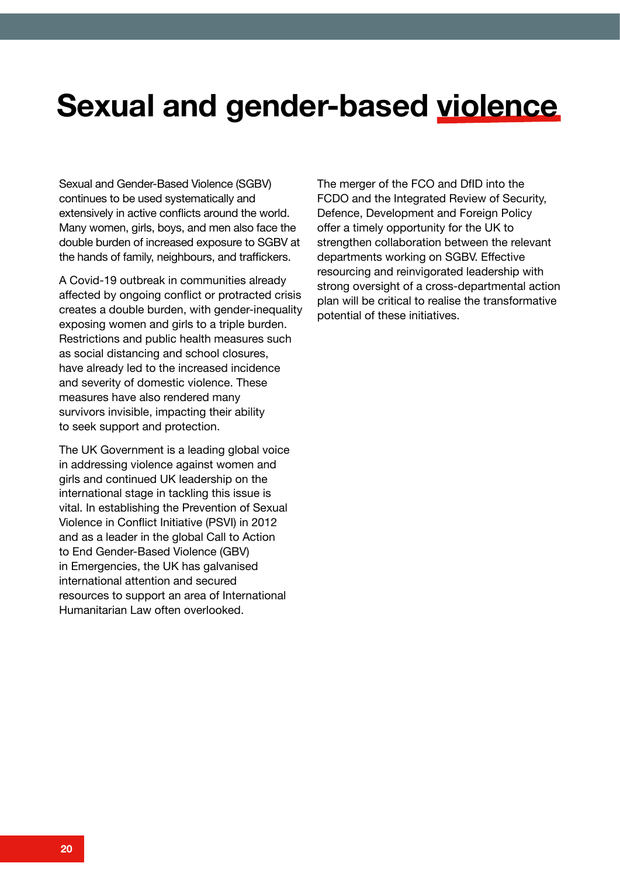# Sexual and gender-based violence

Sexual and Gender-Based Violence (SGBV) continues to be used systematically and extensively in active conflicts around the world. Many women, girls, boys, and men also face the double burden of increased exposure to SGBV at the hands of family, neighbours, and traffickers.

A Covid-19 outbreak in communities already affected by ongoing conflict or protracted crisis creates a double burden, with gender-inequality exposing women and girls to a triple burden. Restrictions and public health measures such as social distancing and school closures, have already led to the increased incidence and severity of domestic violence. These measures have also rendered many survivors invisible, impacting their ability to seek support and protection.

The UK Government is a leading global voice in addressing violence against women and girls and continued UK leadership on the international stage in tackling this issue is vital. In establishing the Prevention of Sexual Violence in Conflict Initiative (PSVI) in 2012 and as a leader in the global Call to Action to End Gender-Based Violence (GBV) in Emergencies, the UK has galvanised international attention and secured resources to support an area of International Humanitarian Law often overlooked.

The merger of the FCO and DfID into the FCDO and the Integrated Review of Security, Defence, Development and Foreign Policy offer a timely opportunity for the UK to strengthen collaboration between the relevant departments working on SGBV. Effective resourcing and reinvigorated leadership with strong oversight of a cross-departmental action plan will be critical to realise the transformative potential of these initiatives.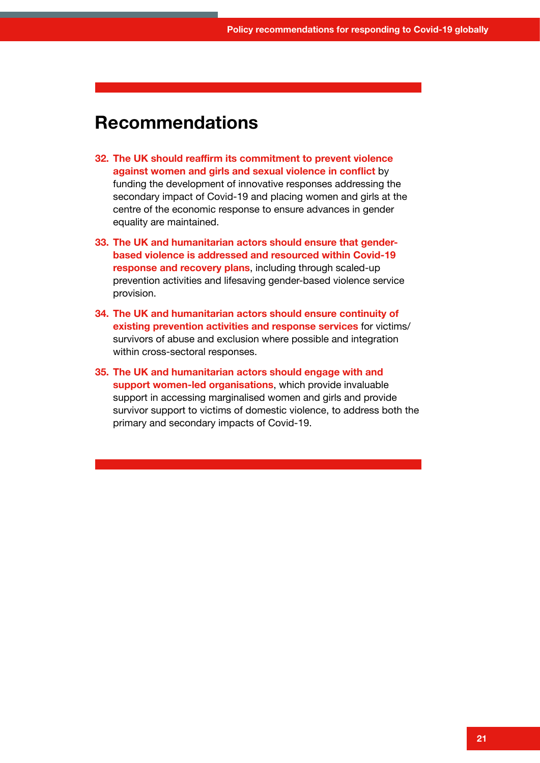## Recommendations

32. **The UK should reaffirm its commitment to prevent violence against women and girls and sexual violence in conflict** by funding the development of innovative responses addressing the secondary impact of Covid-19 and placing women and girls at the centre of the economic response to ensure advances in gender equality are maintained.
33. **The UK and humanitarian actors should ensure that gender-based violence is addressed and resourced within Covid-19 response and recovery plans**, including through scaled-up prevention activities and lifesaving gender-based violence service provision.
34. **The UK and humanitarian actors should ensure continuity of existing prevention activities and response services** for victims/survivors of abuse and exclusion where possible and integration within cross-sectoral responses.
35. **The UK and humanitarian actors should engage with and support women-led organisations**, which provide invaluable support in accessing marginalised women and girls and provide survivor support to victims of domestic violence, to address both the primary and secondary impacts of Covid-19.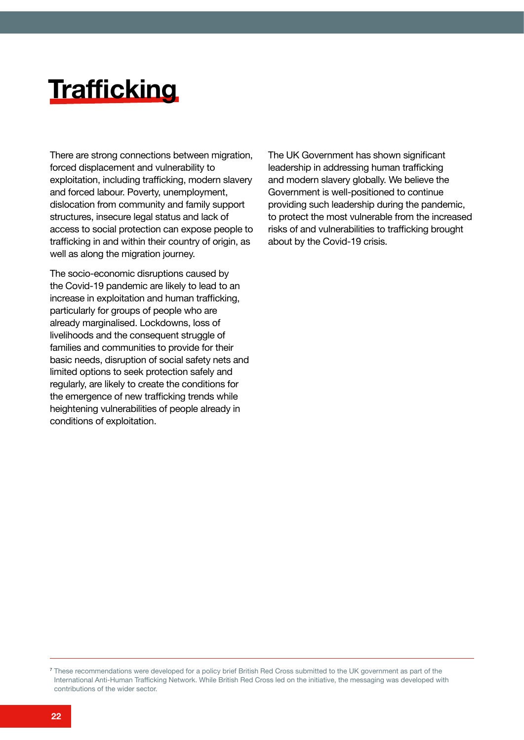# Trafficking

There are strong connections between migration, forced displacement and vulnerability to exploitation, including trafficking, modern slavery and forced labour. Poverty, unemployment, dislocation from community and family support structures, insecure legal status and lack of access to social protection can expose people to trafficking in and within their country of origin, as well as along the migration journey.

The socio-economic disruptions caused by the Covid-19 pandemic are likely to lead to an increase in exploitation and human trafficking, particularly for groups of people who are already marginalised. Lockdowns, loss of livelihoods and the consequent struggle of families and communities to provide for their basic needs, disruption of social safety nets and limited options to seek protection safely and regularly, are likely to create the conditions for the emergence of new trafficking trends while heightening vulnerabilities of people already in conditions of exploitation.

The UK Government has shown significant leadership in addressing human trafficking and modern slavery globally. We believe the Government is well-positioned to continue providing such leadership during the pandemic, to protect the most vulnerable from the increased risks of and vulnerabilities to trafficking brought about by the Covid-19 crisis.

---

[7] These recommendations were developed for a policy brief British Red Cross submitted to the UK government as part of the International Anti-Human Trafficking Network. While British Red Cross led on the initiative, the messaging was developed with contributions of the wider sector.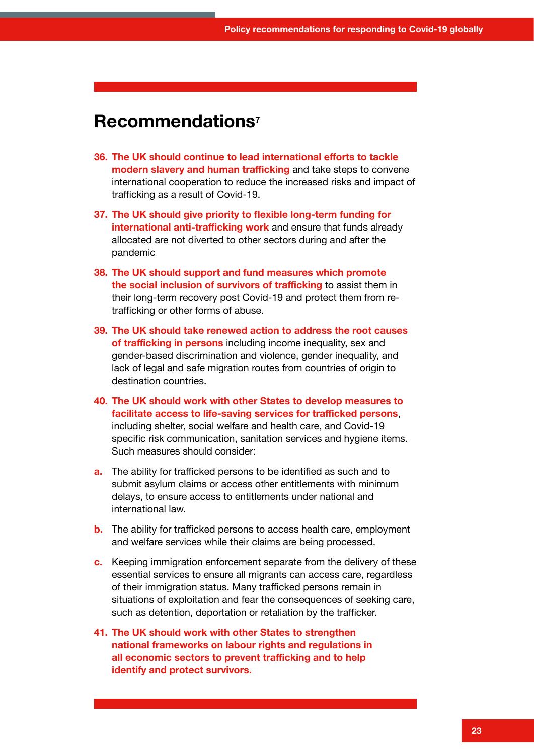## Recommendations[7]

36. **The UK should continue to lead international efforts to tackle modern slavery and human trafficking** and take steps to convene international cooperation to reduce the increased risks and impact of trafficking as a result of Covid-19.

37. **The UK should give priority to flexible long-term funding for international anti-trafficking work** and ensure that funds already allocated are not diverted to other sectors during and after the pandemic

38. **The UK should support and fund measures which promote the social inclusion of survivors of trafficking** to assist them in their long-term recovery post Covid-19 and protect them from re-trafficking or other forms of abuse.

39. **The UK should take renewed action to address the root causes of trafficking in persons** including income inequality, sex and gender-based discrimination and violence, gender inequality, and lack of legal and safe migration routes from countries of origin to destination countries.

40. **The UK should work with other States to develop measures to facilitate access to life-saving services for trafficked persons**, including shelter, social welfare and health care, and Covid-19 specific risk communication, sanitation services and hygiene items. Such measures should consider:

    a. The ability for trafficked persons to be identified as such and to submit asylum claims or access other entitlements with minimum delays, to ensure access to entitlements under national and international law.

    b. The ability for trafficked persons to access health care, employment and welfare services while their claims are being processed.

    c. Keeping immigration enforcement separate from the delivery of these essential services to ensure all migrants can access care, regardless of their immigration status. Many trafficked persons remain in situations of exploitation and fear the consequences of seeking care, such as detention, deportation or retaliation by the trafficker.

41. **The UK should work with other States to strengthen national frameworks on labour rights and regulations in all economic sectors to prevent trafficking and to help identify and protect survivors.**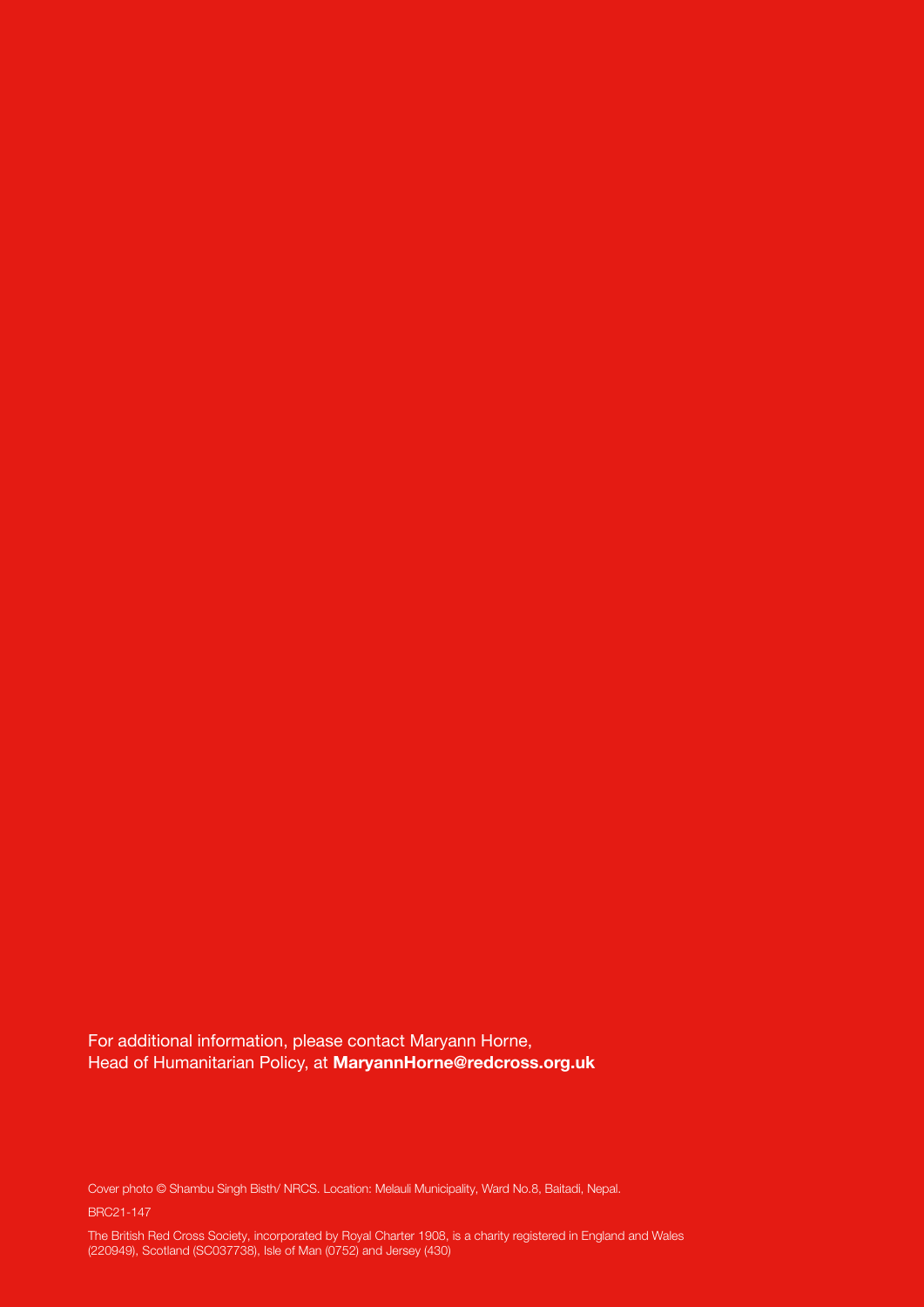For additional information, please contact Maryann Horne,
Head of Humanitarian Policy, at **MaryannHorne@redcross.org.uk**

Cover photo © Shambu Singh Bisth/ NRCS. Location: Melauli Municipality, Ward No.8, Baitadi, Nepal.

BRC21-147

The British Red Cross Society, incorporated by Royal Charter 1908, is a charity registered in England and Wales (220949), Scotland (SC037738), Isle of Man (0752) and Jersey (430)